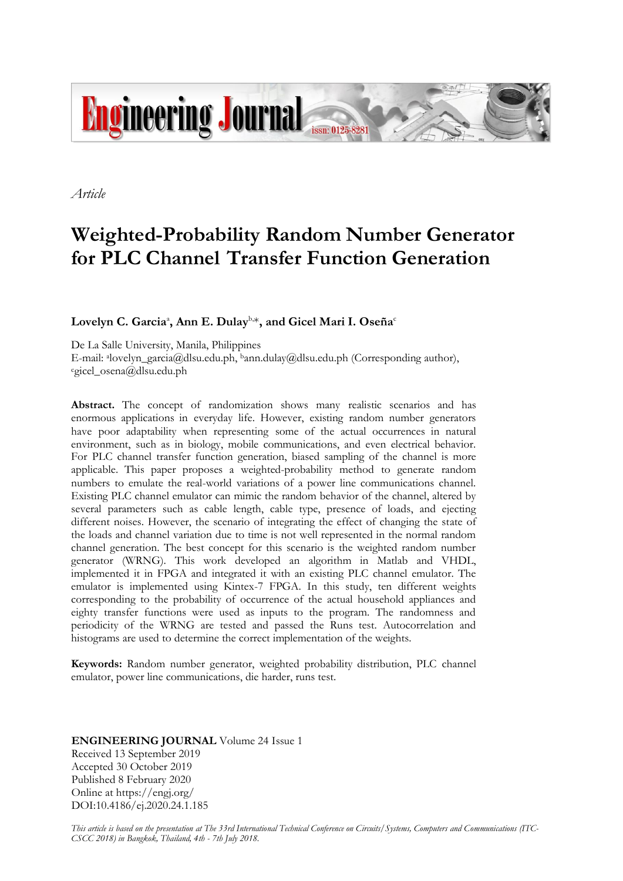*Article*

# Weighted-Probability Random Number Generator for PLC Channel Transfer Function Generation

**Lovelyn C. Garcia**[a], **Ann E. Dulay**[b,*], **and Gicel Mari I. Oseña**[c]

De La Salle University, Manila, Philippines
E-mail: [a]lovelyn_garcia@dlsu.edu.ph, [b]ann.dulay@dlsu.edu.ph (Corresponding author), [c]gicel_osena@dlsu.edu.ph

**Abstract.** The concept of randomization shows many realistic scenarios and has enormous applications in everyday life. However, existing random number generators have poor adaptability when representing some of the actual occurrences in natural environment, such as in biology, mobile communications, and even electrical behavior. For PLC channel transfer function generation, biased sampling of the channel is more applicable. This paper proposes a weighted-probability method to generate random numbers to emulate the real-world variations of a power line communications channel. Existing PLC channel emulator can mimic the random behavior of the channel, altered by several parameters such as cable length, cable type, presence of loads, and ejecting different noises. However, the scenario of integrating the effect of changing the state of the loads and channel variation due to time is not well represented in the normal random channel generation. The best concept for this scenario is the weighted random number generator (WRNG). This work developed an algorithm in Matlab and VHDL, implemented it in FPGA and integrated it with an existing PLC channel emulator. The emulator is implemented using Kintex-7 FPGA. In this study, ten different weights corresponding to the probability of occurrence of the actual household appliances and eighty transfer functions were used as inputs to the program. The randomness and periodicity of the WRNG are tested and passed the Runs test. Autocorrelation and histograms are used to determine the correct implementation of the weights.

**Keywords:** Random number generator, weighted probability distribution, PLC channel emulator, power line communications, die harder, runs test.

**ENGINEERING JOURNAL** Volume 24 Issue 1
Received 13 September 2019
Accepted 30 October 2019
Published 8 February 2020
Online at https://engj.org/
DOI:10.4186/ej.2020.24.1.185

*This article is based on the presentation at The 33rd International Technical Conference on Circuits/Systems, Computers and Communications (ITC-CSCC 2018) in Bangkok, Thailand, 4th - 7th July 2018.*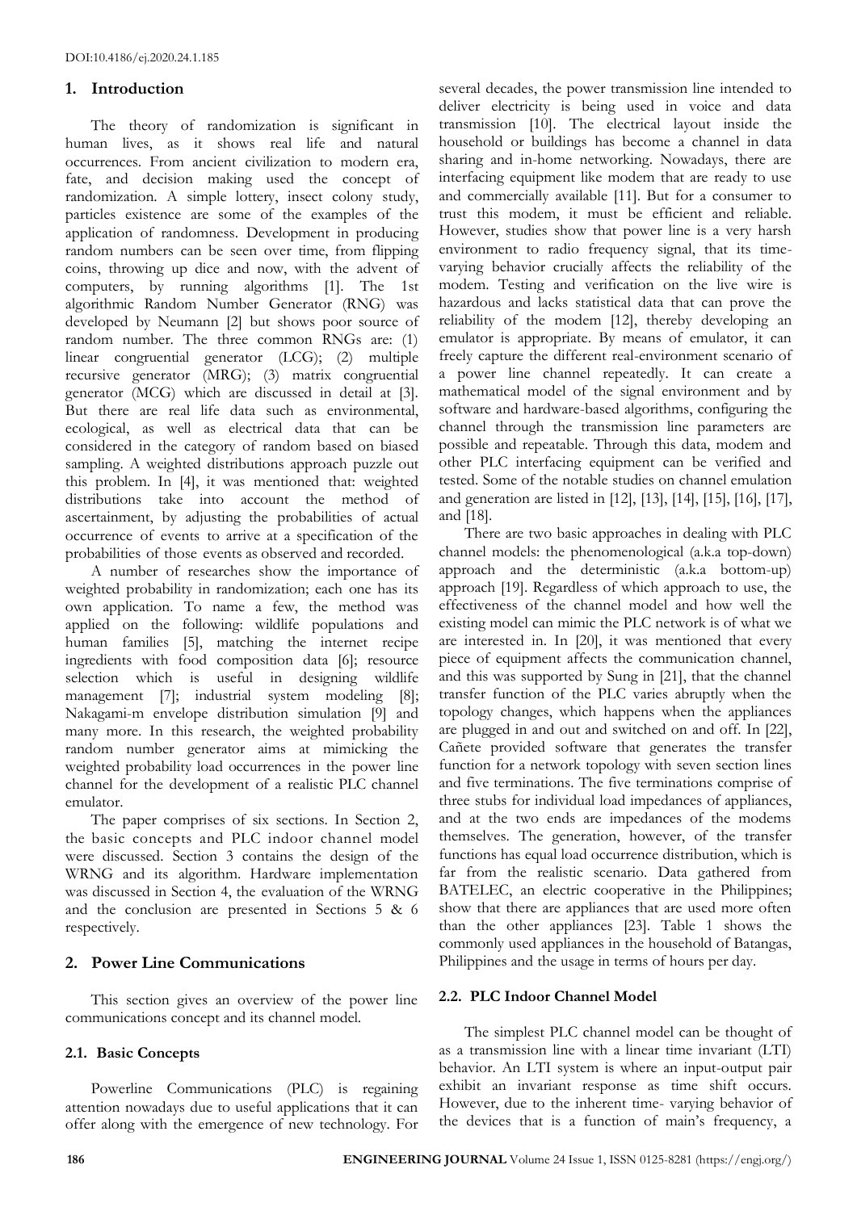## 1. Introduction

The theory of randomization is significant in human lives, as it shows real life and natural occurrences. From ancient civilization to modern era, fate, and decision making used the concept of randomization. A simple lottery, insect colony study, particles existence are some of the examples of the application of randomness. Development in producing random numbers can be seen over time, from flipping coins, throwing up dice and now, with the advent of computers, by running algorithms [1]. The 1st algorithmic Random Number Generator (RNG) was developed by Neumann [2] but shows poor source of random number. The three common RNGs are: (1) linear congruential generator (LCG); (2) multiple recursive generator (MRG); (3) matrix congruential generator (MCG) which are discussed in detail at [3]. But there are real life data such as environmental, ecological, as well as electrical data that can be considered in the category of random based on biased sampling. A weighted distributions approach puzzle out this problem. In [4], it was mentioned that: weighted distributions take into account the method of ascertainment, by adjusting the probabilities of actual occurrence of events to arrive at a specification of the probabilities of those events as observed and recorded.

A number of researches show the importance of weighted probability in randomization; each one has its own application. To name a few, the method was applied on the following: wildlife populations and human families [5], matching the internet recipe ingredients with food composition data [6]; resource selection which is useful in designing wildlife management [7]; industrial system modeling [8]; Nakagami-m envelope distribution simulation [9] and many more. In this research, the weighted probability random number generator aims at mimicking the weighted probability load occurrences in the power line channel for the development of a realistic PLC channel emulator.

The paper comprises of six sections. In Section 2, the basic concepts and PLC indoor channel model were discussed. Section 3 contains the design of the WRNG and its algorithm. Hardware implementation was discussed in Section 4, the evaluation of the WRNG and the conclusion are presented in Sections 5 & 6 respectively.

## 2. Power Line Communications

This section gives an overview of the power line communications concept and its channel model.

### 2.1. Basic Concepts

Powerline Communications (PLC) is regaining attention nowadays due to useful applications that it can offer along with the emergence of new technology. For several decades, the power transmission line intended to deliver electricity is being used in voice and data transmission [10]. The electrical layout inside the household or buildings has become a channel in data sharing and in-home networking. Nowadays, there are interfacing equipment like modem that are ready to use and commercially available [11]. But for a consumer to trust this modem, it must be efficient and reliable. However, studies show that power line is a very harsh environment to radio frequency signal, that its time-varying behavior crucially affects the reliability of the modem. Testing and verification on the live wire is hazardous and lacks statistical data that can prove the reliability of the modem [12], thereby developing an emulator is appropriate. By means of emulator, it can freely capture the different real-environment scenario of a power line channel repeatedly. It can create a mathematical model of the signal environment and by software and hardware-based algorithms, configuring the channel through the transmission line parameters are possible and repeatable. Through this data, modem and other PLC interfacing equipment can be verified and tested. Some of the notable studies on channel emulation and generation are listed in [12], [13], [14], [15], [16], [17], and [18].

There are two basic approaches in dealing with PLC channel models: the phenomenological (a.k.a top-down) approach and the deterministic (a.k.a bottom-up) approach [19]. Regardless of which approach to use, the effectiveness of the channel model and how well the existing model can mimic the PLC network is of what we are interested in. In [20], it was mentioned that every piece of equipment affects the communication channel, and this was supported by Sung in [21], that the channel transfer function of the PLC varies abruptly when the topology changes, which happens when the appliances are plugged in and out and switched on and off. In [22], Cañete provided software that generates the transfer function for a network topology with seven section lines and five terminations. The five terminations comprise of three stubs for individual load impedances of appliances, and at the two ends are impedances of the modems themselves. The generation, however, of the transfer functions has equal load occurrence distribution, which is far from the realistic scenario. Data gathered from BATELEC, an electric cooperative in the Philippines; show that there are appliances that are used more often than the other appliances [23]. Table 1 shows the commonly used appliances in the household of Batangas, Philippines and the usage in terms of hours per day.

### 2.2. PLC Indoor Channel Model

The simplest PLC channel model can be thought of as a transmission line with a linear time invariant (LTI) behavior. An LTI system is where an input-output pair exhibit an invariant response as time shift occurs. However, due to the inherent time- varying behavior of the devices that is a function of main's frequency, a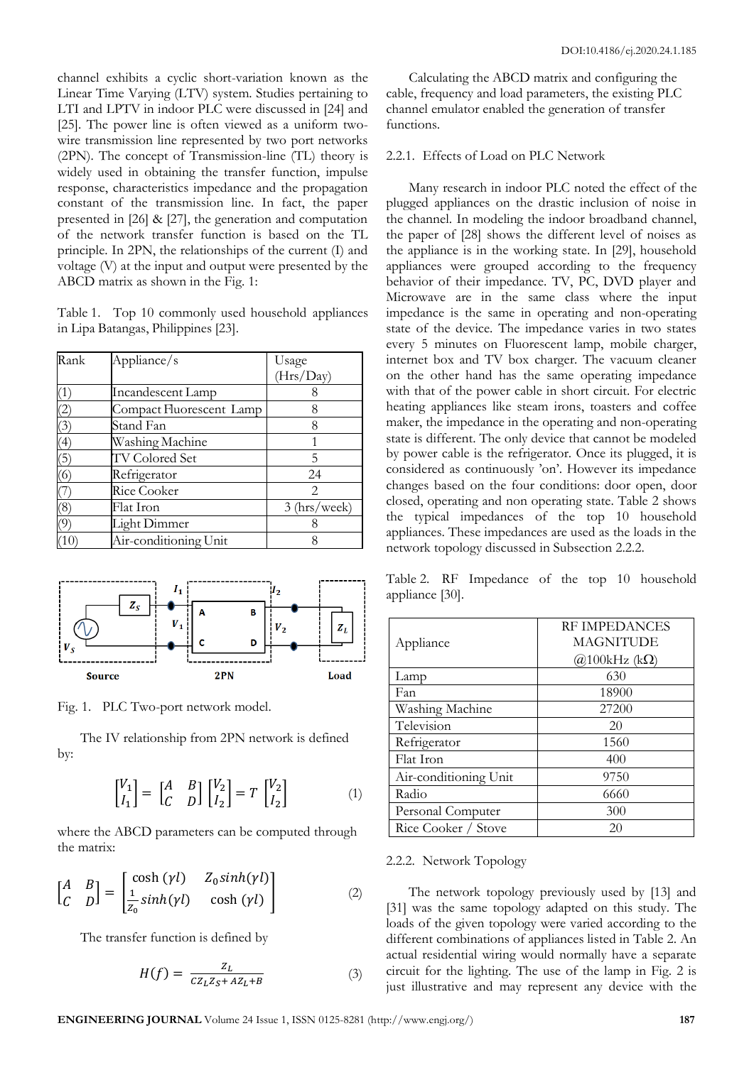channel exhibits a cyclic short-variation known as the Linear Time Varying (LTV) system. Studies pertaining to LTI and LPTV in indoor PLC were discussed in [24] and [25]. The power line is often viewed as a uniform two-wire transmission line represented by two port networks (2PN). The concept of Transmission-line (TL) theory is widely used in obtaining the transfer function, impulse response, characteristics impedance and the propagation constant of the transmission line. In fact, the paper presented in [26] & [27], the generation and computation of the network transfer function is based on the TL principle. In 2PN, the relationships of the current (I) and voltage (V) at the input and output were presented by the ABCD matrix as shown in the Fig. 1:

Table 1. Top 10 commonly used household appliances in Lipa Batangas, Philippines [23].

| Rank | Appliance/s | Usage (Hrs/Day) |
|---|---|---|
| (1) | Incandescent Lamp | 8 |
| (2) | Compact Fluorescent Lamp | 8 |
| (3) | Stand Fan | 8 |
| (4) | Washing Machine | 1 |
| (5) | TV Colored Set | 5 |
| (6) | Refrigerator | 24 |
| (7) | Rice Cooker | 2 |
| (8) | Flat Iron | 3 (hrs/week) |
| (9) | Light Dimmer | 8 |
| (10) | Air-conditioning Unit | 8 |

Fig. 1. PLC Two-port network model.

The IV relationship from 2PN network is defined by:

$$\begin{bmatrix} V_1 \\ I_1 \end{bmatrix} = \begin{bmatrix} A & B \\ C & D \end{bmatrix} \begin{bmatrix} V_2 \\ I_2 \end{bmatrix} = T \begin{bmatrix} V_2 \\ I_2 \end{bmatrix} \tag{1}$$

where the ABCD parameters can be computed through the matrix:

$$\begin{bmatrix} A & B \\ C & D \end{bmatrix} = \begin{bmatrix} \cosh(\gamma l) & Z_0 sinh(\gamma l) \\ \frac{1}{Z_0} sinh(\gamma l) & \cosh(\gamma l) \end{bmatrix} \tag{2}$$

The transfer function is defined by

$$H(f) = \frac{Z_L}{CZ_L Z_S + AZ_L + B} \tag{3}$$

Calculating the ABCD matrix and configuring the cable, frequency and load parameters, the existing PLC channel emulator enabled the generation of transfer functions.

#### 2.2.1. Effects of Load on PLC Network

Many research in indoor PLC noted the effect of the plugged appliances on the drastic inclusion of noise in the channel. In modeling the indoor broadband channel, the paper of [28] shows the different level of noises as the appliance is in the working state. In [29], household appliances were grouped according to the frequency behavior of their impedance. TV, PC, DVD player and Microwave are in the same class where the input impedance is the same in operating and non-operating state of the device. The impedance varies in two states every 5 minutes on Fluorescent lamp, mobile charger, internet box and TV box charger. The vacuum cleaner on the other hand has the same operating impedance with that of the power cable in short circuit. For electric heating appliances like steam irons, toasters and coffee maker, the impedance in the operating and non-operating state is different. The only device that cannot be modeled by power cable is the refrigerator. Once its plugged, it is considered as continuously 'on'. However its impedance changes based on the four conditions: door open, door closed, operating and non operating state. Table 2 shows the typical impedances of the top 10 household appliances. These impedances are used as the loads in the network topology discussed in Subsection 2.2.2.

Table 2. RF Impedance of the top 10 household appliance [30].

| Appliance | RF IMPEDANCES MAGNITUDE @100kHz (kΩ) |
|---|---|
| Lamp | 630 |
| Fan | 18900 |
| Washing Machine | 27200 |
| Television | 20 |
| Refrigerator | 1560 |
| Flat Iron | 400 |
| Air-conditioning Unit | 9750 |
| Radio | 6660 |
| Personal Computer | 300 |
| Rice Cooker / Stove | 20 |

#### 2.2.2. Network Topology

The network topology previously used by [13] and [31] was the same topology adapted on this study. The loads of the given topology were varied according to the different combinations of appliances listed in Table 2. An actual residential wiring would normally have a separate circuit for the lighting. The use of the lamp in Fig. 2 is just illustrative and may represent any device with the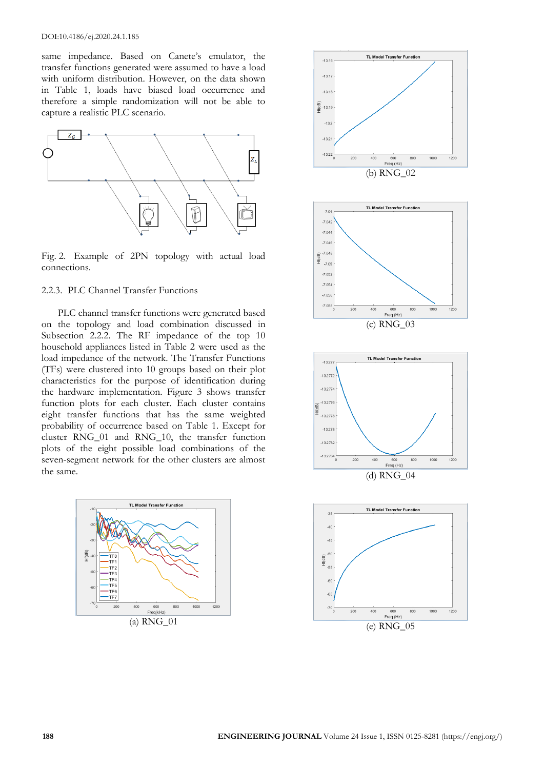same impedance. Based on Canete's emulator, the transfer functions generated were assumed to have a load with uniform distribution. However, on the data shown in Table 1, loads have biased load occurrence and therefore a simple randomization will not be able to capture a realistic PLC scenario.

Fig. 2. Example of 2PN topology with actual load connections.

### 2.2.3. PLC Channel Transfer Functions

PLC channel transfer functions were generated based on the topology and load combination discussed in Subsection 2.2.2. The RF impedance of the top 10 household appliances listed in Table 2 were used as the load impedance of the network. The Transfer Functions (TFs) were clustered into 10 groups based on their plot characteristics for the purpose of identification during the hardware implementation. Figure 3 shows transfer function plots for each cluster. Each cluster contains eight transfer functions that has the same weighted probability of occurrence based on Table 1. Except for cluster RNG_01 and RNG_10, the transfer function plots of the eight possible load combinations of the seven-segment network for the other clusters are almost the same.

(a) RNG_01

(b) RNG_02

(c) RNG_03

(d) RNG_04

(e) RNG_05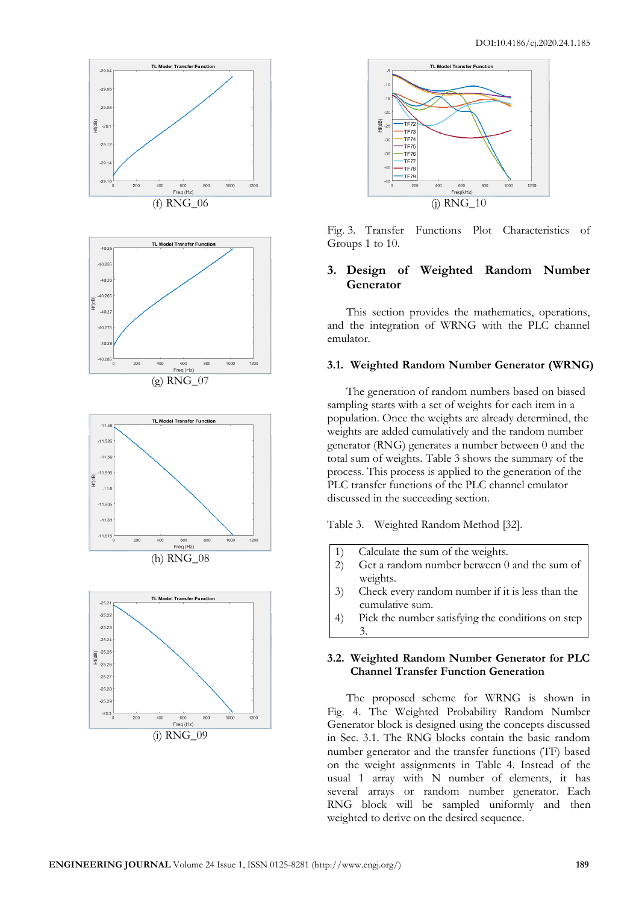(f) RNG_06

(g) RNG_07

(h) RNG_08

(i) RNG_09

(j) RNG_10

Fig. 3. Transfer Functions Plot Characteristics of Groups 1 to 10.

## 3. Design of Weighted Random Number Generator

This section provides the mathematics, operations, and the integration of WRNG with the PLC channel emulator.

### 3.1. Weighted Random Number Generator (WRNG)

The generation of random numbers based on biased sampling starts with a set of weights for each item in a population. Once the weights are already determined, the weights are added cumulatively and the random number generator (RNG) generates a number between 0 and the total sum of weights. Table 3 shows the summary of the process. This process is applied to the generation of the PLC transfer functions of the PLC channel emulator discussed in the succeeding section.

Table 3. Weighted Random Method [32].

| |
|---|
| 1) Calculate the sum of the weights. |
| 2) Get a random number between 0 and the sum of weights. |
| 3) Check every random number if it is less than the cumulative sum. |
| 4) Pick the number satisfying the conditions on step 3. |

### 3.2. Weighted Random Number Generator for PLC Channel Transfer Function Generation

The proposed scheme for WRNG is shown in Fig. 4. The Weighted Probability Random Number Generator block is designed using the concepts discussed in Sec. 3.1. The RNG blocks contain the basic random number generator and the transfer functions (TF) based on the weight assignments in Table 4. Instead of the usual 1 array with N number of elements, it has several arrays or random number generator. Each RNG block will be sampled uniformly and then weighted to derive on the desired sequence.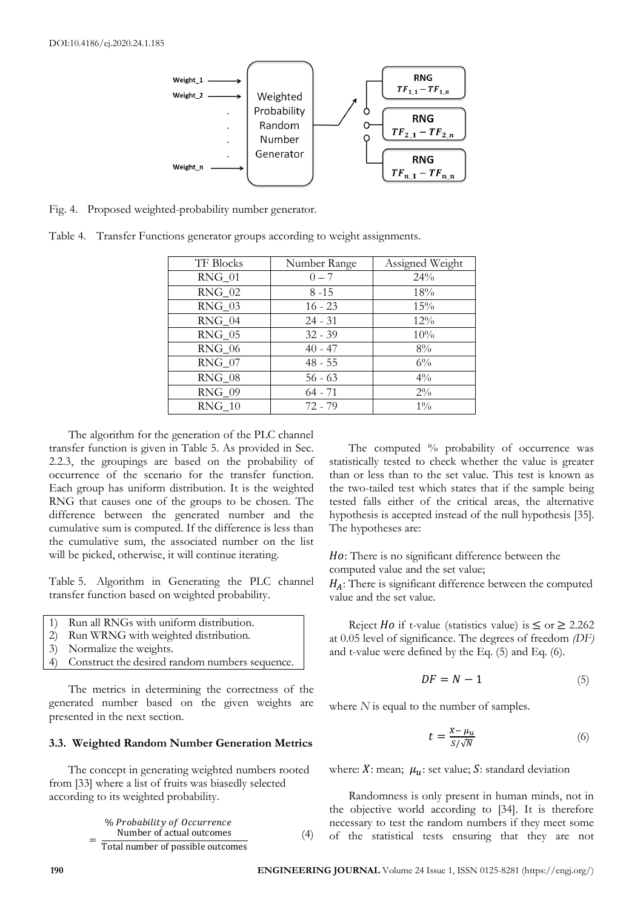Fig. 4. Proposed weighted-probability number generator.

Table 4. Transfer Functions generator groups according to weight assignments.

| TF Blocks | Number Range | Assigned Weight |
|---|---|---|
| RNG_01 | 0 – 7 | 24% |
| RNG_02 | 8 -15 | 18% |
| RNG_03 | 16 - 23 | 15% |
| RNG_04 | 24 - 31 | 12% |
| RNG_05 | 32 - 39 | 10% |
| RNG_06 | 40 - 47 | 8% |
| RNG_07 | 48 - 55 | 6% |
| RNG_08 | 56 - 63 | 4% |
| RNG_09 | 64 - 71 | 2% |
| RNG_10 | 72 - 79 | 1% |

The algorithm for the generation of the PLC channel transfer function is given in Table 5. As provided in Sec. 2.2.3, the groupings are based on the probability of occurrence of the scenario for the transfer function. Each group has uniform distribution. It is the weighted RNG that causes one of the groups to be chosen. The difference between the generated number and the cumulative sum is computed. If the difference is less than the cumulative sum, the associated number on the list will be picked, otherwise, it will continue iterating.

Table 5. Algorithm in Generating the PLC channel transfer function based on weighted probability.

1) Run all RNGs with uniform distribution.
2) Run WRNG with weighted distribution.
3) Normalize the weights.
4) Construct the desired random numbers sequence.

The metrics in determining the correctness of the generated number based on the given weights are presented in the next section.

### 3.3. Weighted Random Number Generation Metrics

The concept in generating weighted numbers rooted from [33] where a list of fruits was biasedly selected according to its weighted probability.

$$\%\,Probability\ of\ Occurrence = \frac{\text{Number of actual outcomes}}{\text{Total number of possible outcomes}} \quad (4)$$

The computed % probability of occurrence was statistically tested to check whether the value is greater than or less than to the set value. This test is known as the two-tailed test which states that if the sample being tested falls either of the critical areas, the alternative hypothesis is accepted instead of the null hypothesis [35]. The hypotheses are:

$Ho$: There is no significant difference between the computed value and the set value;
$H_A$: There is significant difference between the computed value and the set value.

Reject $Ho$ if t-value (statistics value) is $\leq$ or $\geq$ 2.262 at 0.05 level of significance. The degrees of freedom *(DF)* and t-value were defined by the Eq. (5) and Eq. (6).

$$DF = N - 1 \quad (5)$$

where $N$ is equal to the number of samples.

$$t = \frac{X - \mu_u}{S/\sqrt{N}} \quad (6)$$

where: $X$: mean; $\mu_u$: set value; $S$: standard deviation

Randomness is only present in human minds, not in the objective world according to [34]. It is therefore necessary to test the random numbers if they meet some of the statistical tests ensuring that they are not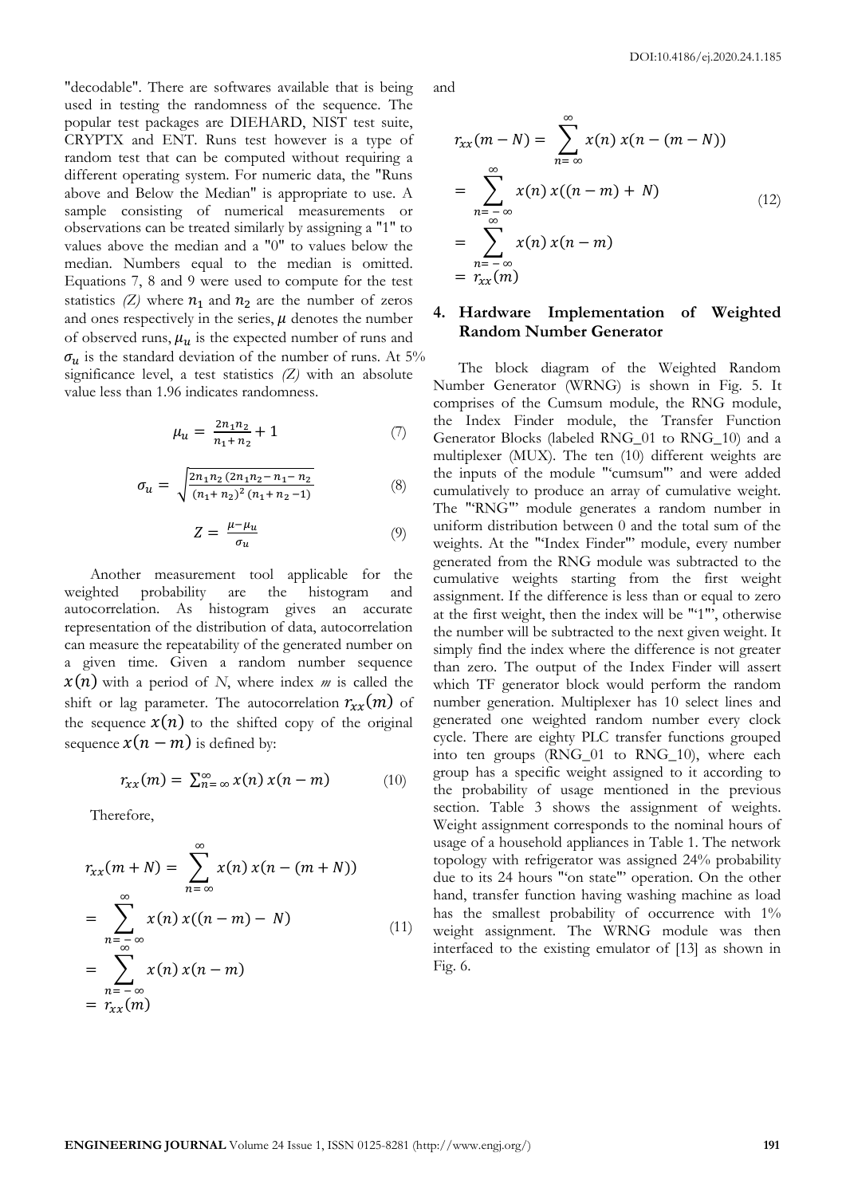"decodable". There are softwares available that is being used in testing the randomness of the sequence. The popular test packages are DIEHARD, NIST test suite, CRYPTX and ENT. Runs test however is a type of random test that can be computed without requiring a different operating system. For numeric data, the "Runs above and Below the Median" is appropriate to use. A sample consisting of numerical measurements or observations can be treated similarly by assigning a "1" to values above the median and a "0" to values below the median. Numbers equal to the median is omitted. Equations 7, 8 and 9 were used to compute for the test statistics *(Z)* where $n_1$ and $n_2$ are the number of zeros and ones respectively in the series, $\mu$ denotes the number of observed runs, $\mu_u$ is the expected number of runs and $\sigma_u$ is the standard deviation of the number of runs. At 5% significance level, a test statistics *(Z)* with an absolute value less than 1.96 indicates randomness.

$$\mu_u = \frac{2n_1 n_2}{n_1 + n_2} + 1 \tag{7}$$

$$\sigma_u = \sqrt{\frac{2n_1 n_2\,(2n_1 n_2 - n_1 - n_2)}{(n_1 + n_2)^2\,(n_1 + n_2 - 1)}} \tag{8}$$

$$Z = \frac{\mu - \mu_u}{\sigma_u} \tag{9}$$

Another measurement tool applicable for the weighted probability are the histogram and autocorrelation. As histogram gives an accurate representation of the distribution of data, autocorrelation can measure the repeatability of the generated number on a given time. Given a random number sequence $x(n)$ with a period of *N*, where index *m* is called the shift or lag parameter. The autocorrelation $r_{xx}(m)$ of the sequence $x(n)$ to the shifted copy of the original sequence $x(n-m)$ is defined by:

$$r_{xx}(m) = \sum_{n=\infty}^{\infty} x(n)\, x(n-m) \tag{10}$$

Therefore,

$$\begin{aligned} r_{xx}(m+N) &= \sum_{n=\infty}^{\infty} x(n)\, x(n-(m+N)) \\ &= \sum_{n=-\infty}^{\infty} x(n)\, x((n-m)-N) \\ &= \sum_{n=-\infty}^{\infty} x(n)\, x(n-m) \\ &= r_{xx}(m) \end{aligned} \tag{11}$$

and

$$\begin{aligned} r_{xx}(m-N) &= \sum_{n=\infty}^{\infty} x(n)\, x(n-(m-N)) \\ &= \sum_{n=-\infty}^{\infty} x(n)\, x((n-m)+N) \\ &= \sum_{n=-\infty}^{\infty} x(n)\, x(n-m) \\ &= r_{xx}(m) \end{aligned} \tag{12}$$

## 4. Hardware Implementation of Weighted Random Number Generator

The block diagram of the Weighted Random Number Generator (WRNG) is shown in Fig. 5. It comprises of the Cumsum module, the RNG module, the Index Finder module, the Transfer Function Generator Blocks (labeled RNG_01 to RNG_10) and a multiplexer (MUX). The ten (10) different weights are the inputs of the module "'cumsum"' and were added cumulatively to produce an array of cumulative weight. The "'RNG"' module generates a random number in uniform distribution between 0 and the total sum of the weights. At the "'Index Finder"' module, every number generated from the RNG module was subtracted to the cumulative weights starting from the first weight assignment. If the difference is less than or equal to zero at the first weight, then the index will be "'1"', otherwise the number will be subtracted to the next given weight. It simply find the index where the difference is not greater than zero. The output of the Index Finder will assert which TF generator block would perform the random number generation. Multiplexer has 10 select lines and generated one weighted random number every clock cycle. There are eighty PLC transfer functions grouped into ten groups (RNG_01 to RNG_10), where each group has a specific weight assigned to it according to the probability of usage mentioned in the previous section. Table 3 shows the assignment of weights. Weight assignment corresponds to the nominal hours of usage of a household appliances in Table 1. The network topology with refrigerator was assigned 24% probability due to its 24 hours "'on state"' operation. On the other hand, transfer function having washing machine as load has the smallest probability of occurrence with 1% weight assignment. The WRNG module was then interfaced to the existing emulator of [13] as shown in Fig. 6.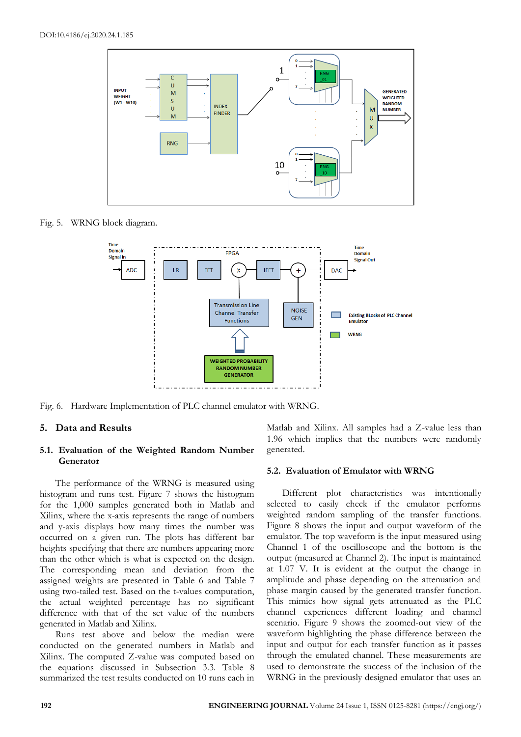Fig. 5. WRNG block diagram.

Fig. 6. Hardware Implementation of PLC channel emulator with WRNG.

## 5. Data and Results

### 5.1. Evaluation of the Weighted Random Number Generator

The performance of the WRNG is measured using histogram and runs test. Figure 7 shows the histogram for the 1,000 samples generated both in Matlab and Xilinx, where the x-axis represents the range of numbers and y-axis displays how many times the number was occurred on a given run. The plots has different bar heights specifying that there are numbers appearing more than the other which is what is expected on the design. The corresponding mean and deviation from the assigned weights are presented in Table 6 and Table 7 using two-tailed test. Based on the t-values computation, the actual weighted percentage has no significant difference with that of the set value of the numbers generated in Matlab and Xilinx.

Runs test above and below the median were conducted on the generated numbers in Matlab and Xilinx. The computed Z-value was computed based on the equations discussed in Subsection 3.3. Table 8 summarized the test results conducted on 10 runs each in Matlab and Xilinx. All samples had a Z-value less than 1.96 which implies that the numbers were randomly generated.

### 5.2. Evaluation of Emulator with WRNG

Different plot characteristics was intentionally selected to easily check if the emulator performs weighted random sampling of the transfer functions. Figure 8 shows the input and output waveform of the emulator. The top waveform is the input measured using Channel 1 of the oscilloscope and the bottom is the output (measured at Channel 2). The input is maintained at 1.07 V. It is evident at the output the change in amplitude and phase depending on the attenuation and phase margin caused by the generated transfer function. This mimics how signal gets attenuated as the PLC channel experiences different loading and channel scenario. Figure 9 shows the zoomed-out view of the waveform highlighting the phase difference between the input and output for each transfer function as it passes through the emulated channel. These measurements are used to demonstrate the success of the inclusion of the WRNG in the previously designed emulator that uses an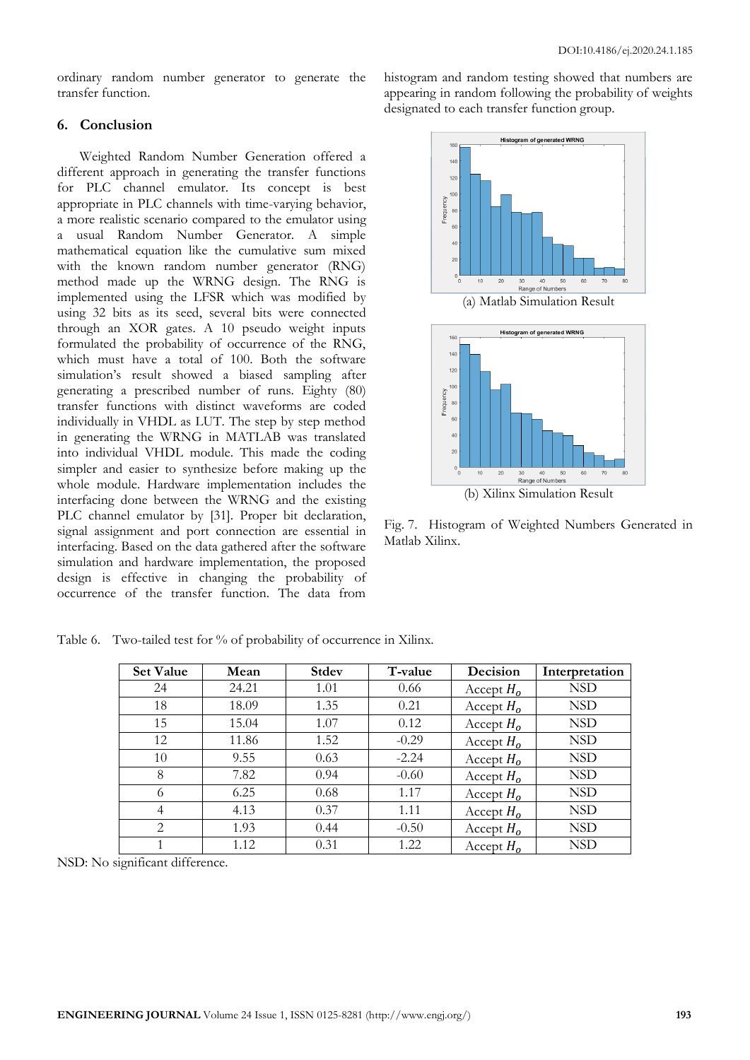ordinary random number generator to generate the transfer function.

## 6. Conclusion

Weighted Random Number Generation offered a different approach in generating the transfer functions for PLC channel emulator. Its concept is best appropriate in PLC channels with time-varying behavior, a more realistic scenario compared to the emulator using a usual Random Number Generator. A simple mathematical equation like the cumulative sum mixed with the known random number generator (RNG) method made up the WRNG design. The RNG is implemented using the LFSR which was modified by using 32 bits as its seed, several bits were connected through an XOR gates. A 10 pseudo weight inputs formulated the probability of occurrence of the RNG, which must have a total of 100. Both the software simulation's result showed a biased sampling after generating a prescribed number of runs. Eighty (80) transfer functions with distinct waveforms are coded individually in VHDL as LUT. The step by step method in generating the WRNG in MATLAB was translated into individual VHDL module. This made the coding simpler and easier to synthesize before making up the whole module. Hardware implementation includes the interfacing done between the WRNG and the existing PLC channel emulator by [31]. Proper bit declaration, signal assignment and port connection are essential in interfacing. Based on the data gathered after the software simulation and hardware implementation, the proposed design is effective in changing the probability of occurrence of the transfer function. The data from histogram and random testing showed that numbers are appearing in random following the probability of weights designated to each transfer function group.

(a) Matlab Simulation Result

(b) Xilinx Simulation Result

Fig. 7. Histogram of Weighted Numbers Generated in Matlab Xilinx.

Table 6. Two-tailed test for % of probability of occurrence in Xilinx.

| Set Value | Mean | Stdev | T-value | Decision | Interpretation |
|---|---|---|---|---|---|
| 24 | 24.21 | 1.01 | 0.66 | Accept $H_o$ | NSD |
| 18 | 18.09 | 1.35 | 0.21 | Accept $H_o$ | NSD |
| 15 | 15.04 | 1.07 | 0.12 | Accept $H_o$ | NSD |
| 12 | 11.86 | 1.52 | -0.29 | Accept $H_o$ | NSD |
| 10 | 9.55 | 0.63 | -2.24 | Accept $H_o$ | NSD |
| 8 | 7.82 | 0.94 | -0.60 | Accept $H_o$ | NSD |
| 6 | 6.25 | 0.68 | 1.17 | Accept $H_o$ | NSD |
| 4 | 4.13 | 0.37 | 1.11 | Accept $H_o$ | NSD |
| 2 | 1.93 | 0.44 | -0.50 | Accept $H_o$ | NSD |
| 1 | 1.12 | 0.31 | 1.22 | Accept $H_o$ | NSD |

NSD: No significant difference.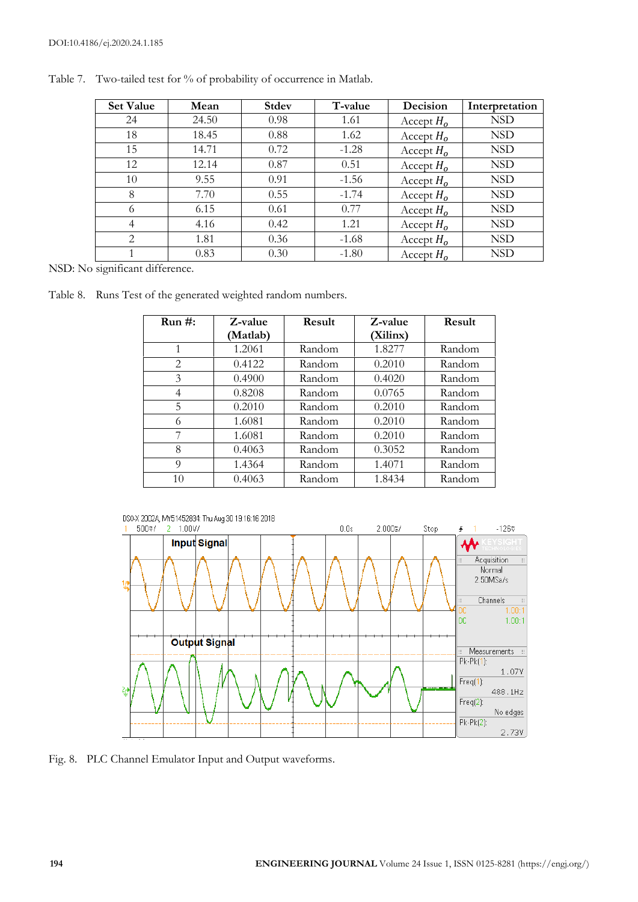Table 7. Two-tailed test for % of probability of occurrence in Matlab.

| Set Value | Mean | Stdev | T-value | Decision | Interpretation |
|---|---|---|---|---|---|
| 24 | 24.50 | 0.98 | 1.61 | Accept $H_o$ | NSD |
| 18 | 18.45 | 0.88 | 1.62 | Accept $H_o$ | NSD |
| 15 | 14.71 | 0.72 | -1.28 | Accept $H_o$ | NSD |
| 12 | 12.14 | 0.87 | 0.51 | Accept $H_o$ | NSD |
| 10 | 9.55 | 0.91 | -1.56 | Accept $H_o$ | NSD |
| 8 | 7.70 | 0.55 | -1.74 | Accept $H_o$ | NSD |
| 6 | 6.15 | 0.61 | 0.77 | Accept $H_o$ | NSD |
| 4 | 4.16 | 0.42 | 1.21 | Accept $H_o$ | NSD |
| 2 | 1.81 | 0.36 | -1.68 | Accept $H_o$ | NSD |
| 1 | 0.83 | 0.30 | -1.80 | Accept $H_o$ | NSD |

NSD: No significant difference.

Table 8. Runs Test of the generated weighted random numbers.

| Run #: | Z-value (Matlab) | Result | Z-value (Xilinx) | Result |
|---|---|---|---|---|
| 1 | 1.2061 | Random | 1.8277 | Random |
| 2 | 0.4122 | Random | 0.2010 | Random |
| 3 | 0.4900 | Random | 0.4020 | Random |
| 4 | 0.8208 | Random | 0.0765 | Random |
| 5 | 0.2010 | Random | 0.2010 | Random |
| 6 | 1.6081 | Random | 0.2010 | Random |
| 7 | 1.6081 | Random | 0.2010 | Random |
| 8 | 0.4063 | Random | 0.3052 | Random |
| 9 | 1.4364 | Random | 1.4071 | Random |
| 10 | 0.4063 | Random | 1.8434 | Random |

Fig. 8. PLC Channel Emulator Input and Output waveforms.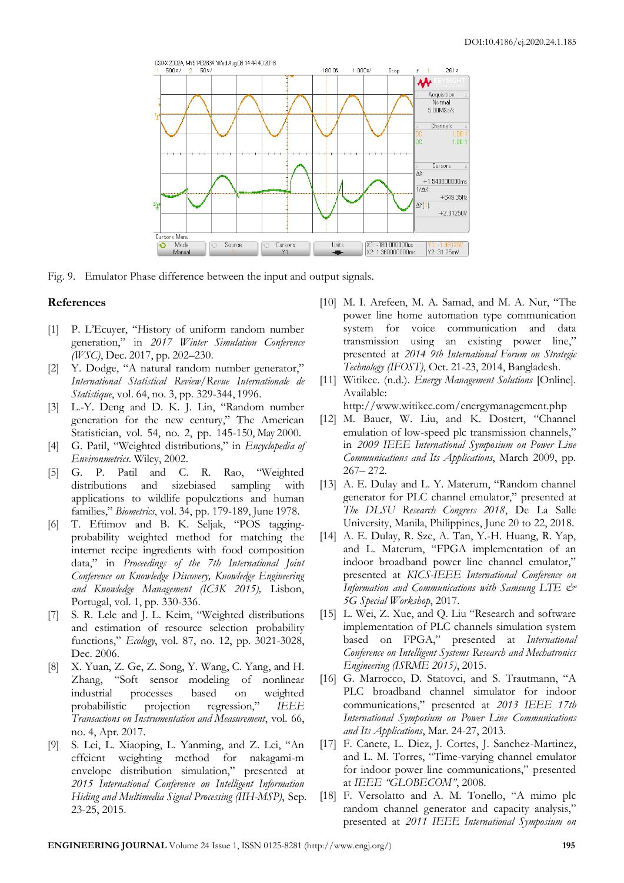Fig. 9. Emulator Phase difference between the input and output signals.

## References

[1] P. L'Ecuyer, "History of uniform random number generation," in *2017 Winter Simulation Conference (WSC)*, Dec. 2017, pp. 202–230.

[2] Y. Dodge, "A natural random number generator," *International Statistical Review/Revue Internationale de Statistique*, vol. 64, no. 3, pp. 329-344, 1996.

[3] L.-Y. Deng and D. K. J. Lin, "Random number generation for the new century," The American Statistician, vol. 54, no. 2, pp. 145-150, May 2000.

[4] G. Patil, "Weighted distributions," in *Encyclopedia of Environmetrics*. Wiley, 2002.

[5] G. P. Patil and C. R. Rao, "Weighted distributions and sizebiased sampling with applications to wildlife populcztions and human families," *Biometrics*, vol. 34, pp. 179-189, June 1978.

[6] T. Eftimov and B. K. Seljak, "POS tagging-probability weighted method for matching the internet recipe ingredients with food composition data," in *Proceedings of the 7th International Joint Conference on Knowledge Discovery, Knowledge Engineering and Knowledge Management (IC3K 2015)*, Lisbon, Portugal, vol. 1, pp. 330-336.

[7] S. R. Lele and J. L. Keim, "Weighted distributions and estimation of resource selection probability functions," *Ecology*, vol. 87, no. 12, pp. 3021-3028, Dec. 2006.

[8] X. Yuan, Z. Ge, Z. Song, Y. Wang, C. Yang, and H. Zhang, "Soft sensor modeling of nonlinear industrial processes based on weighted probabilistic projection regression," *IEEE Transactions on Instrumentation and Measurement*, vol. 66, no. 4, Apr. 2017.

[9] S. Lei, L. Xiaoping, L. Yanming, and Z. Lei, "An effcient weighting method for nakagami-m envelope distribution simulation," presented at *2015 International Conference on Intelligent Information Hiding and Multimedia Signal Processing (IIH-MSP)*, Sep. 23-25, 2015.

[10] M. I. Arefeen, M. A. Samad, and M. A. Nur, "The power line home automation type communication system for voice communication and data transmission using an existing power line," presented at *2014 9th International Forum on Strategic Technology (IFOST)*, Oct. 21-23, 2014, Bangladesh.

[11] Witikee. (n.d.). *Energy Management Solutions* [Online]. Available: http://www.witikee.com/energymanagement.php

[12] M. Bauer, W. Liu, and K. Dostert, "Channel emulation of low-speed plc transmission channels," in *2009 IEEE International Symposium on Power Line Communications and Its Applications*, March 2009, pp. 267– 272.

[13] A. E. Dulay and L. Y. Materum, "Random channel generator for PLC channel emulator," presented at *The DLSU Research Congress 2018*, De La Salle University, Manila, Philippines, June 20 to 22, 2018.

[14] A. E. Dulay, R. Sze, A. Tan, Y.-H. Huang, R. Yap, and L. Materum, "FPGA implementation of an indoor broadband power line channel emulator," presented at *KICS-IEEE International Conference on Information and Communications with Samsung LTE & 5G Special Workshop*, 2017.

[15] L. Wei, Z. Xue, and Q. Liu "Research and software implementation of PLC channels simulation system based on FPGA," presented at *International Conference on Intelligent Systems Research and Mechatronics Engineering (ISRME 2015)*, 2015.

[16] G. Marrocco, D. Statovci, and S. Trautmann, "A PLC broadband channel simulator for indoor communications," presented at *2013 IEEE 17th International Symposium on Power Line Communications and Its Applications*, Mar. 24-27, 2013.

[17] F. Canete, L. Diez, J. Cortes, J. Sanchez-Martinez, and L. M. Torres, "Time-varying channel emulator for indoor power line communications," presented at *IEEE "GLOBECOM"*, 2008.

[18] F. Versolatto and A. M. Tonello, "A mimo plc random channel generator and capacity analysis," presented at *2011 IEEE International Symposium on*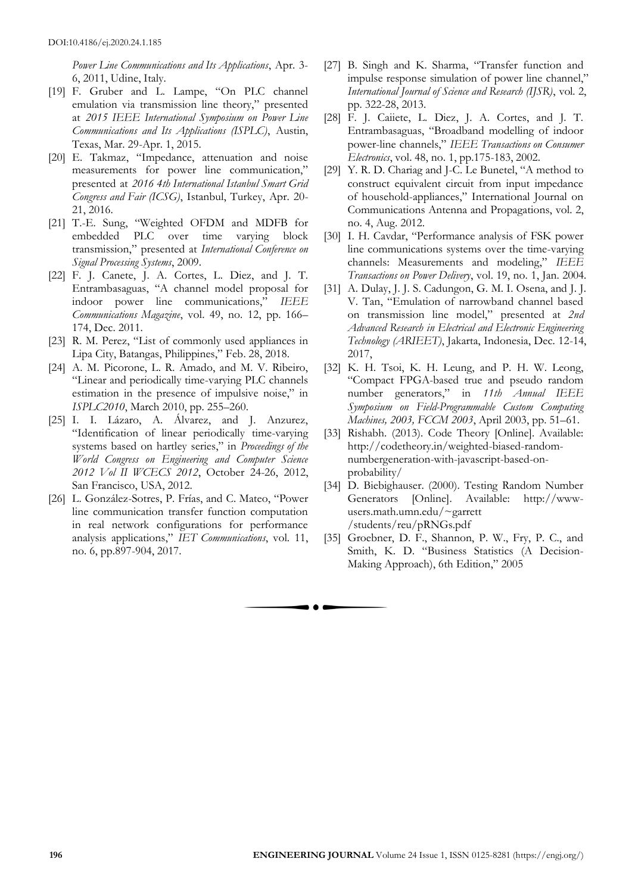*Power Line Communications and Its Applications*, Apr. 3-6, 2011, Udine, Italy.

[19] F. Gruber and L. Lampe, "On PLC channel emulation via transmission line theory," presented at *2015 IEEE International Symposium on Power Line Communications and Its Applications (ISPLC)*, Austin, Texas, Mar. 29-Apr. 1, 2015.

[20] E. Takmaz, "Impedance, attenuation and noise measurements for power line communication," presented at *2016 4th International Istanbul Smart Grid Congress and Fair (ICSG)*, Istanbul, Turkey, Apr. 20-21, 2016.

[21] T.-E. Sung, "Weighted OFDM and MDFB for embedded PLC over time varying block transmission," presented at *International Conference on Signal Processing Systems*, 2009.

[22] F. J. Canete, J. A. Cortes, L. Diez, and J. T. Entrambasaguas, "A channel model proposal for indoor power line communications," *IEEE Communications Magazine*, vol. 49, no. 12, pp. 166–174, Dec. 2011.

[23] R. M. Perez, "List of commonly used appliances in Lipa City, Batangas, Philippines," Feb. 28, 2018.

[24] A. M. Picorone, L. R. Amado, and M. V. Ribeiro, "Linear and periodically time-varying PLC channels estimation in the presence of impulsive noise," in *ISPLC2010*, March 2010, pp. 255–260.

[25] I. I. Lázaro, A. Álvarez, and J. Anzurez, "Identification of linear periodically time-varying systems based on hartley series," in *Proceedings of the World Congress on Engineering and Computer Science 2012 Vol II WCECS 2012*, October 24-26, 2012, San Francisco, USA, 2012.

[26] L. González-Sotres, P. Frías, and C. Mateo, "Power line communication transfer function computation in real network configurations for performance analysis applications," *IET Communications*, vol. 11, no. 6, pp.897-904, 2017.

[27] B. Singh and K. Sharma, "Transfer function and impulse response simulation of power line channel," *International Journal of Science and Research (IJSR)*, vol. 2, pp. 322-28, 2013.

[28] F. J. Caiiete, L. Diez, J. A. Cortes, and J. T. Entrambasaguas, "Broadband modelling of indoor power-line channels," *IEEE Transactions on Consumer Electronics*, vol. 48, no. 1, pp.175-183, 2002.

[29] Y. R. D. Chariag and J-C. Le Bunetel, "A method to construct equivalent circuit from input impedance of household-appliances," International Journal on Communications Antenna and Propagations, vol. 2, no. 4, Aug. 2012.

[30] I. H. Cavdar, "Performance analysis of FSK power line communications systems over the time-varying channels: Measurements and modeling," *IEEE Transactions on Power Delivery*, vol. 19, no. 1, Jan. 2004.

[31] A. Dulay, J. J. S. Cadungon, G. M. I. Osena, and J. J. V. Tan, "Emulation of narrowband channel based on transmission line model," presented at *2nd Advanced Research in Electrical and Electronic Engineering Technology (ARIEET)*, Jakarta, Indonesia, Dec. 12-14, 2017,

[32] K. H. Tsoi, K. H. Leung, and P. H. W. Leong, "Compact FPGA-based true and pseudo random number generators," in *11th Annual IEEE Symposium on Field-Programmable Custom Computing Machines, 2003, FCCM 2003*, April 2003, pp. 51–61.

[33] Rishabh. (2013). Code Theory [Online]. Available: http://codetheory.in/weighted-biased-random-numbergeneration-with-javascript-based-on-probability/

[34] D. Biebighauser. (2000). Testing Random Number Generators [Online]. Available: http://www-users.math.umn.edu/~garrett /students/reu/pRNGs.pdf

[35] Groebner, D. F., Shannon, P. W., Fry, P. C., and Smith, K. D. "Business Statistics (A Decision-Making Approach), 6th Edition," 2005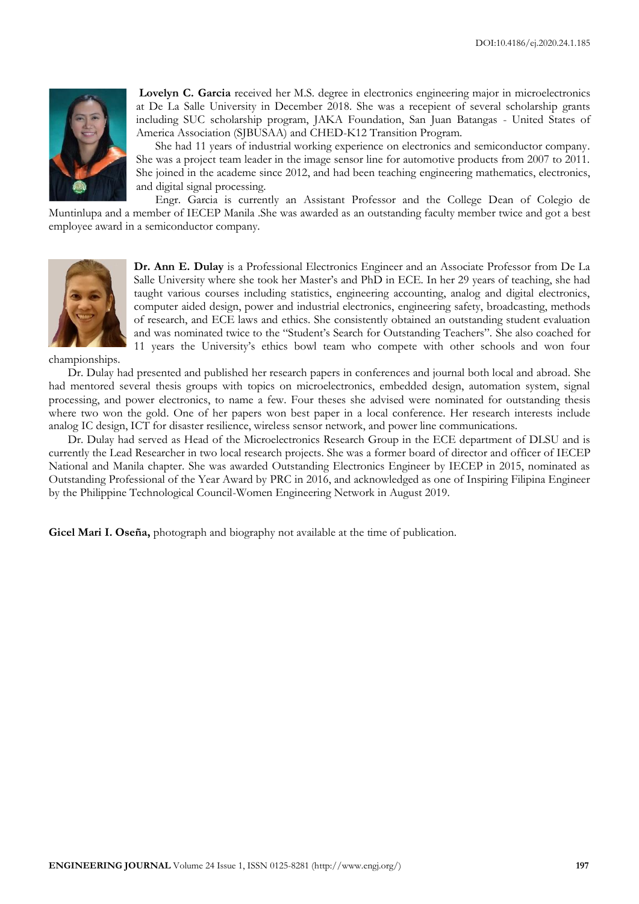**Lovelyn C. Garcia** received her M.S. degree in electronics engineering major in microelectronics at De La Salle University in December 2018. She was a recepient of several scholarship grants including SUC scholarship program, JAKA Foundation, San Juan Batangas - United States of America Association (SJBUSAA) and CHED-K12 Transition Program.

She had 11 years of industrial working experience on electronics and semiconductor company. She was a project team leader in the image sensor line for automotive products from 2007 to 2011. She joined in the academe since 2012, and had been teaching engineering mathematics, electronics, and digital signal processing.

Engr. Garcia is currently an Assistant Professor and the College Dean of Colegio de Muntinlupa and a member of IECEP Manila .She was awarded as an outstanding faculty member twice and got a best employee award in a semiconductor company.

**Dr. Ann E. Dulay** is a Professional Electronics Engineer and an Associate Professor from De La Salle University where she took her Master's and PhD in ECE. In her 29 years of teaching, she had taught various courses including statistics, engineering accounting, analog and digital electronics, computer aided design, power and industrial electronics, engineering safety, broadcasting, methods of research, and ECE laws and ethics. She consistently obtained an outstanding student evaluation and was nominated twice to the "Student's Search for Outstanding Teachers". She also coached for 11 years the University's ethics bowl team who compete with other schools and won four championships.

Dr. Dulay had presented and published her research papers in conferences and journal both local and abroad. She had mentored several thesis groups with topics on microelectronics, embedded design, automation system, signal processing, and power electronics, to name a few. Four theses she advised were nominated for outstanding thesis where two won the gold. One of her papers won best paper in a local conference. Her research interests include analog IC design, ICT for disaster resilience, wireless sensor network, and power line communications.

Dr. Dulay had served as Head of the Microelectronics Research Group in the ECE department of DLSU and is currently the Lead Researcher in two local research projects. She was a former board of director and officer of IECEP National and Manila chapter. She was awarded Outstanding Electronics Engineer by IECEP in 2015, nominated as Outstanding Professional of the Year Award by PRC in 2016, and acknowledged as one of Inspiring Filipina Engineer by the Philippine Technological Council-Women Engineering Network in August 2019.

**Gicel Mari I. Oseña,** photograph and biography not available at the time of publication.